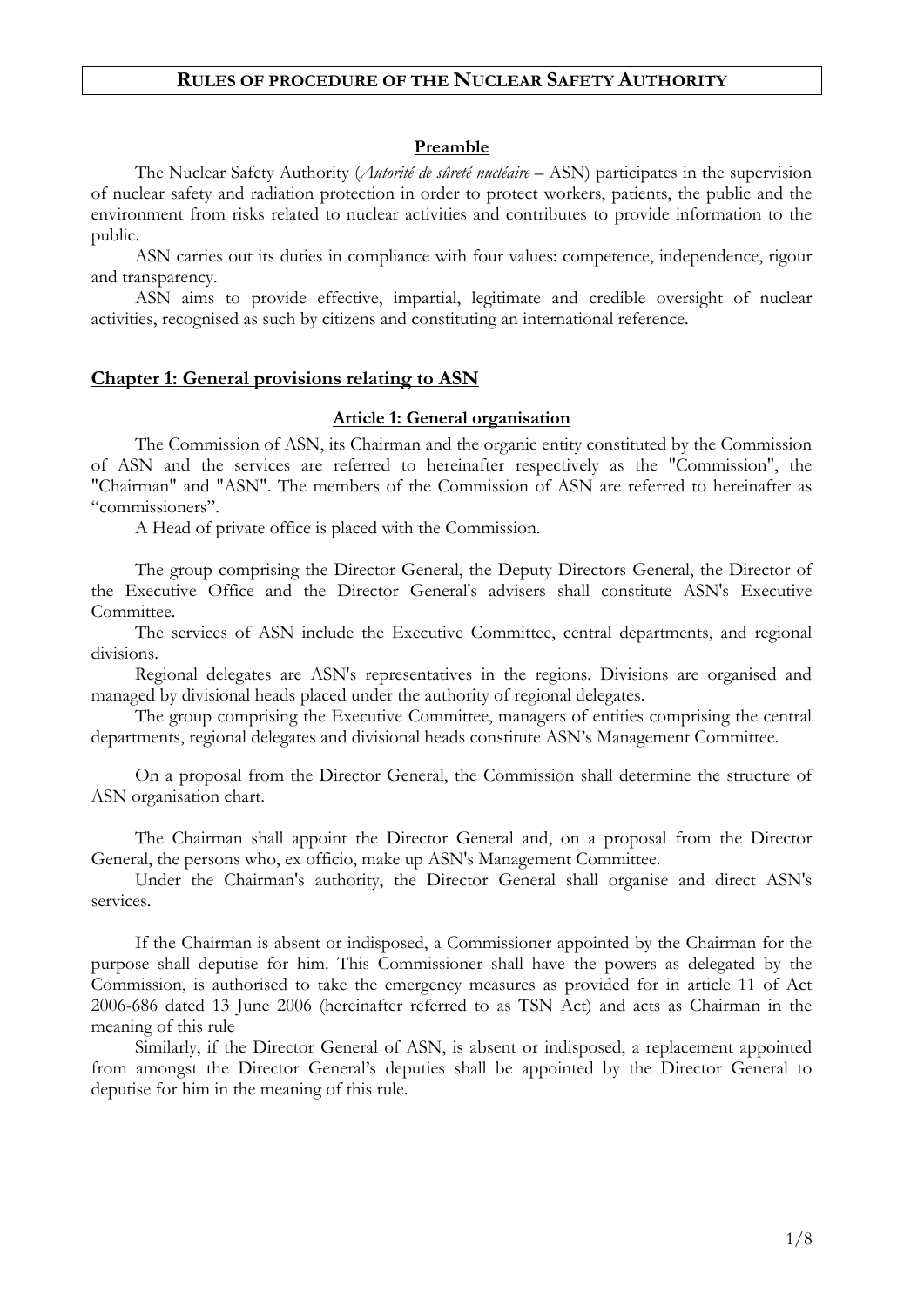# RULES OF PROCEDURE OF THE NUCLEAR SAFETY AUTHORITY

### Preamble

The Nuclear Safety Authority (*Autorité de sûreté nucléaire* – ASN) participates in the supervision of nuclear safety and radiation protection in order to protect workers, patients, the public and the environment from risks related to nuclear activities and contributes to provide information to the public.

ASN carries out its duties in compliance with four values: competence, independence, rigour and transparency.

ASN aims to provide effective, impartial, legitimate and credible oversight of nuclear activities, recognised as such by citizens and constituting an international reference.

## Chapter 1: General provisions relating to ASN

### Article 1: General organisation

The Commission of ASN, its Chairman and the organic entity constituted by the Commission of ASN and the services are referred to hereinafter respectively as the "Commission", the "Chairman" and "ASN". The members of the Commission of ASN are referred to hereinafter as "commissioners".

A Head of private office is placed with the Commission.

The group comprising the Director General, the Deputy Directors General, the Director of the Executive Office and the Director General's advisers shall constitute ASN's Executive Committee.

The services of ASN include the Executive Committee, central departments, and regional divisions.

Regional delegates are ASN's representatives in the regions. Divisions are organised and managed by divisional heads placed under the authority of regional delegates.

The group comprising the Executive Committee, managers of entities comprising the central departments, regional delegates and divisional heads constitute ASN's Management Committee.

On a proposal from the Director General, the Commission shall determine the structure of ASN organisation chart.

The Chairman shall appoint the Director General and, on a proposal from the Director General, the persons who, ex officio, make up ASN's Management Committee.

Under the Chairman's authority, the Director General shall organise and direct ASN's services.

If the Chairman is absent or indisposed, a Commissioner appointed by the Chairman for the purpose shall deputise for him. This Commissioner shall have the powers as delegated by the Commission, is authorised to take the emergency measures as provided for in article 11 of Act 2006-686 dated 13 June 2006 (hereinafter referred to as TSN Act) and acts as Chairman in the meaning of this rule

Similarly, if the Director General of ASN, is absent or indisposed, a replacement appointed from amongst the Director General's deputies shall be appointed by the Director General to deputise for him in the meaning of this rule.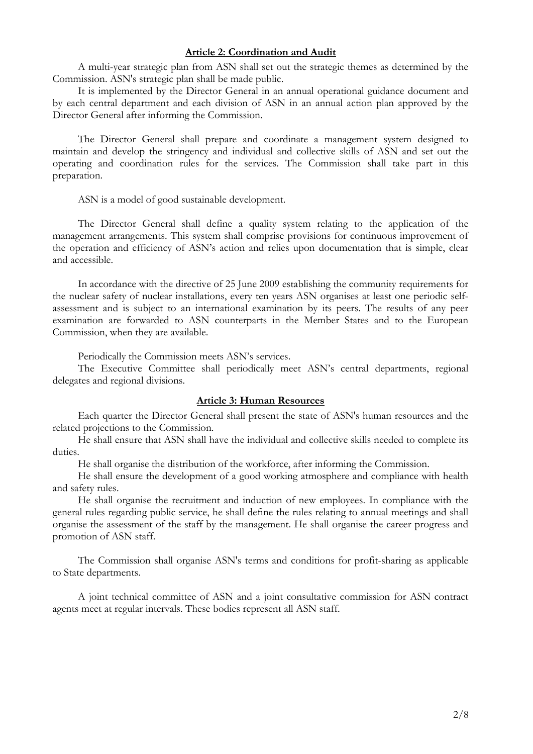## Article 2: Coordination and Audit

A multi-year strategic plan from ASN shall set out the strategic themes as determined by the Commission. ASN's strategic plan shall be made public.

It is implemented by the Director General in an annual operational guidance document and by each central department and each division of ASN in an annual action plan approved by the Director General after informing the Commission.

The Director General shall prepare and coordinate a management system designed to maintain and develop the stringency and individual and collective skills of ASN and set out the operating and coordination rules for the services. The Commission shall take part in this preparation.

ASN is a model of good sustainable development.

The Director General shall define a quality system relating to the application of the management arrangements. This system shall comprise provisions for continuous improvement of the operation and efficiency of ASN's action and relies upon documentation that is simple, clear and accessible.

In accordance with the directive of 25 June 2009 establishing the community requirements for the nuclear safety of nuclear installations, every ten years ASN organises at least one periodic self-assessment and is subject to an international examination by its peers. The results of any peer examination are forwarded to ASN counterparts in the Member States and to the European Commission, when they are available.

Periodically the Commission meets ASN's services.

The Executive Committee shall periodically meet ASN's central departments, regional delegates and regional divisions.

## Article 3: Human Resources

Each quarter the Director General shall present the state of ASN's human resources and the related projections to the Commission.

He shall ensure that ASN shall have the individual and collective skills needed to complete its duties.

He shall organise the distribution of the workforce, after informing the Commission.

He shall ensure the development of a good working atmosphere and compliance with health and safety rules.

He shall organise the recruitment and induction of new employees. In compliance with the general rules regarding public service, he shall define the rules relating to annual meetings and shall organise the assessment of the staff by the management. He shall organise the career progress and promotion of ASN staff.

The Commission shall organise ASN's terms and conditions for profit-sharing as applicable to State departments.

A joint technical committee of ASN and a joint consultative commission for ASN contract agents meet at regular intervals. These bodies represent all ASN staff.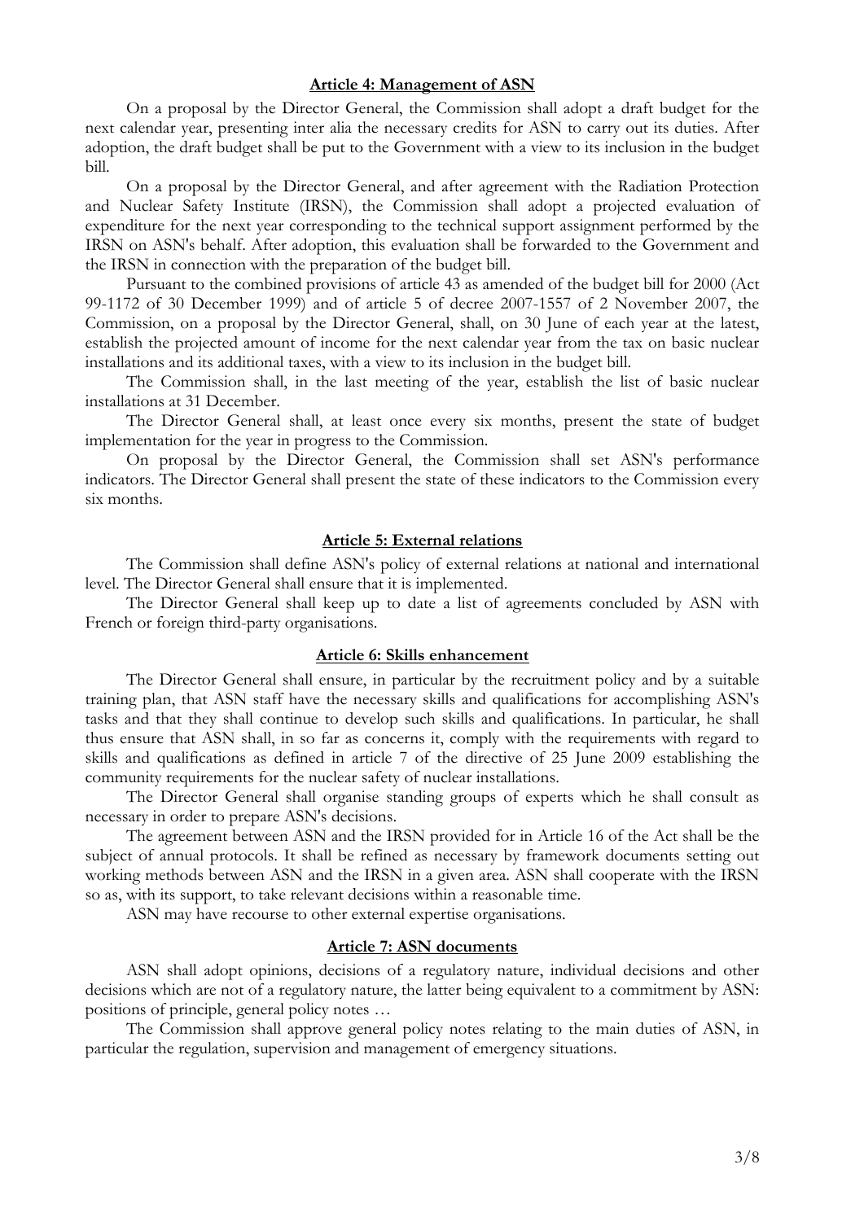### Article 4: Management of ASN

On a proposal by the Director General, the Commission shall adopt a draft budget for the next calendar year, presenting inter alia the necessary credits for ASN to carry out its duties. After adoption, the draft budget shall be put to the Government with a view to its inclusion in the budget bill.

On a proposal by the Director General, and after agreement with the Radiation Protection and Nuclear Safety Institute (IRSN), the Commission shall adopt a projected evaluation of expenditure for the next year corresponding to the technical support assignment performed by the IRSN on ASN's behalf. After adoption, this evaluation shall be forwarded to the Government and the IRSN in connection with the preparation of the budget bill.

Pursuant to the combined provisions of article 43 as amended of the budget bill for 2000 (Act 99-1172 of 30 December 1999) and of article 5 of decree 2007-1557 of 2 November 2007, the Commission, on a proposal by the Director General, shall, on 30 June of each year at the latest, establish the projected amount of income for the next calendar year from the tax on basic nuclear installations and its additional taxes, with a view to its inclusion in the budget bill.

The Commission shall, in the last meeting of the year, establish the list of basic nuclear installations at 31 December.

The Director General shall, at least once every six months, present the state of budget implementation for the year in progress to the Commission.

On proposal by the Director General, the Commission shall set ASN's performance indicators. The Director General shall present the state of these indicators to the Commission every six months.

### Article 5: External relations

The Commission shall define ASN's policy of external relations at national and international level. The Director General shall ensure that it is implemented.

The Director General shall keep up to date a list of agreements concluded by ASN with French or foreign third-party organisations.

### Article 6: Skills enhancement

The Director General shall ensure, in particular by the recruitment policy and by a suitable training plan, that ASN staff have the necessary skills and qualifications for accomplishing ASN's tasks and that they shall continue to develop such skills and qualifications. In particular, he shall thus ensure that ASN shall, in so far as concerns it, comply with the requirements with regard to skills and qualifications as defined in article 7 of the directive of 25 June 2009 establishing the community requirements for the nuclear safety of nuclear installations.

The Director General shall organise standing groups of experts which he shall consult as necessary in order to prepare ASN's decisions.

The agreement between ASN and the IRSN provided for in Article 16 of the Act shall be the subject of annual protocols. It shall be refined as necessary by framework documents setting out working methods between ASN and the IRSN in a given area. ASN shall cooperate with the IRSN so as, with its support, to take relevant decisions within a reasonable time.

ASN may have recourse to other external expertise organisations.

### Article 7: ASN documents

ASN shall adopt opinions, decisions of a regulatory nature, individual decisions and other decisions which are not of a regulatory nature, the latter being equivalent to a commitment by ASN: positions of principle, general policy notes …

The Commission shall approve general policy notes relating to the main duties of ASN, in particular the regulation, supervision and management of emergency situations.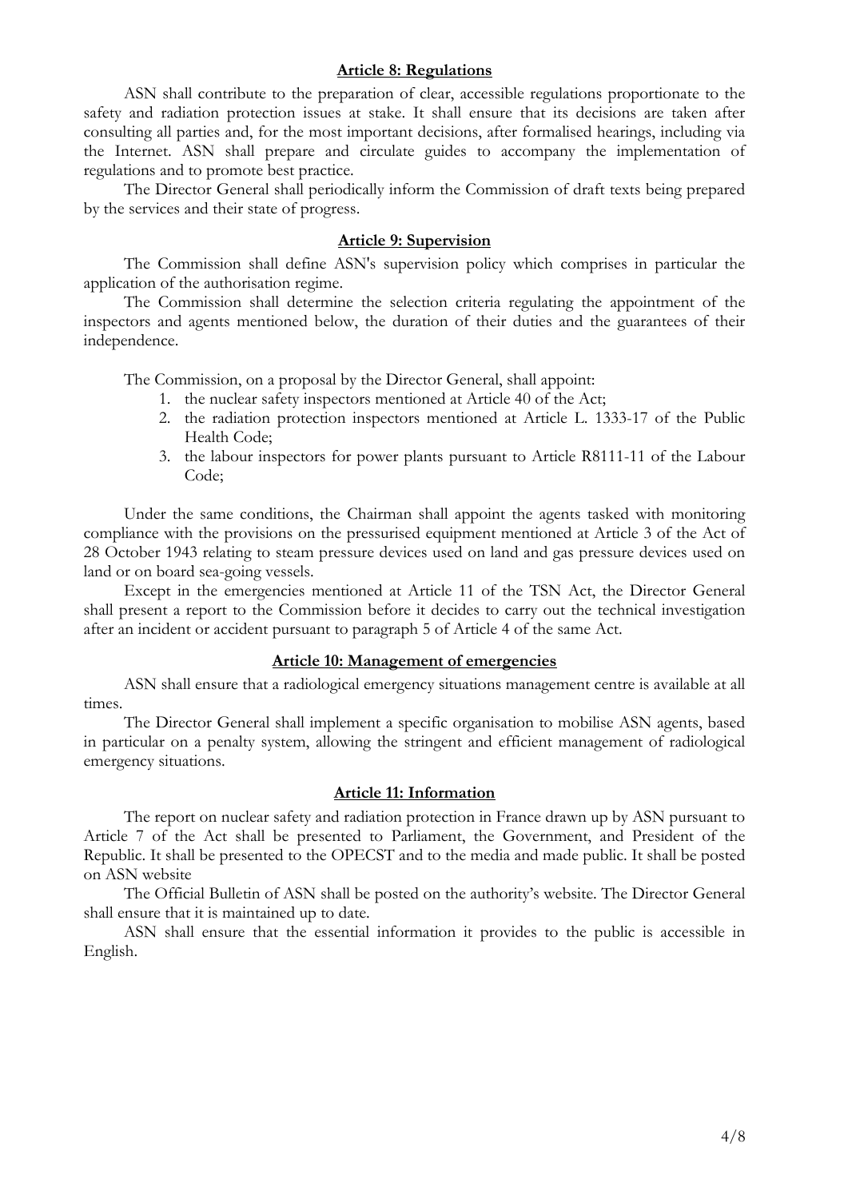## Article 8: Regulations

ASN shall contribute to the preparation of clear, accessible regulations proportionate to the safety and radiation protection issues at stake. It shall ensure that its decisions are taken after consulting all parties and, for the most important decisions, after formalised hearings, including via the Internet. ASN shall prepare and circulate guides to accompany the implementation of regulations and to promote best practice.

The Director General shall periodically inform the Commission of draft texts being prepared by the services and their state of progress.

## Article 9: Supervision

The Commission shall define ASN's supervision policy which comprises in particular the application of the authorisation regime.

The Commission shall determine the selection criteria regulating the appointment of the inspectors and agents mentioned below, the duration of their duties and the guarantees of their independence.

The Commission, on a proposal by the Director General, shall appoint:

1. the nuclear safety inspectors mentioned at Article 40 of the Act;
2. the radiation protection inspectors mentioned at Article L. 1333-17 of the Public Health Code;
3. the labour inspectors for power plants pursuant to Article R8111-11 of the Labour Code;

Under the same conditions, the Chairman shall appoint the agents tasked with monitoring compliance with the provisions on the pressurised equipment mentioned at Article 3 of the Act of 28 October 1943 relating to steam pressure devices used on land and gas pressure devices used on land or on board sea-going vessels.

Except in the emergencies mentioned at Article 11 of the TSN Act, the Director General shall present a report to the Commission before it decides to carry out the technical investigation after an incident or accident pursuant to paragraph 5 of Article 4 of the same Act.

## Article 10: Management of emergencies

ASN shall ensure that a radiological emergency situations management centre is available at all times.

The Director General shall implement a specific organisation to mobilise ASN agents, based in particular on a penalty system, allowing the stringent and efficient management of radiological emergency situations.

## Article 11: Information

The report on nuclear safety and radiation protection in France drawn up by ASN pursuant to Article 7 of the Act shall be presented to Parliament, the Government, and President of the Republic. It shall be presented to the OPECST and to the media and made public. It shall be posted on ASN website

The Official Bulletin of ASN shall be posted on the authority's website. The Director General shall ensure that it is maintained up to date.

ASN shall ensure that the essential information it provides to the public is accessible in English.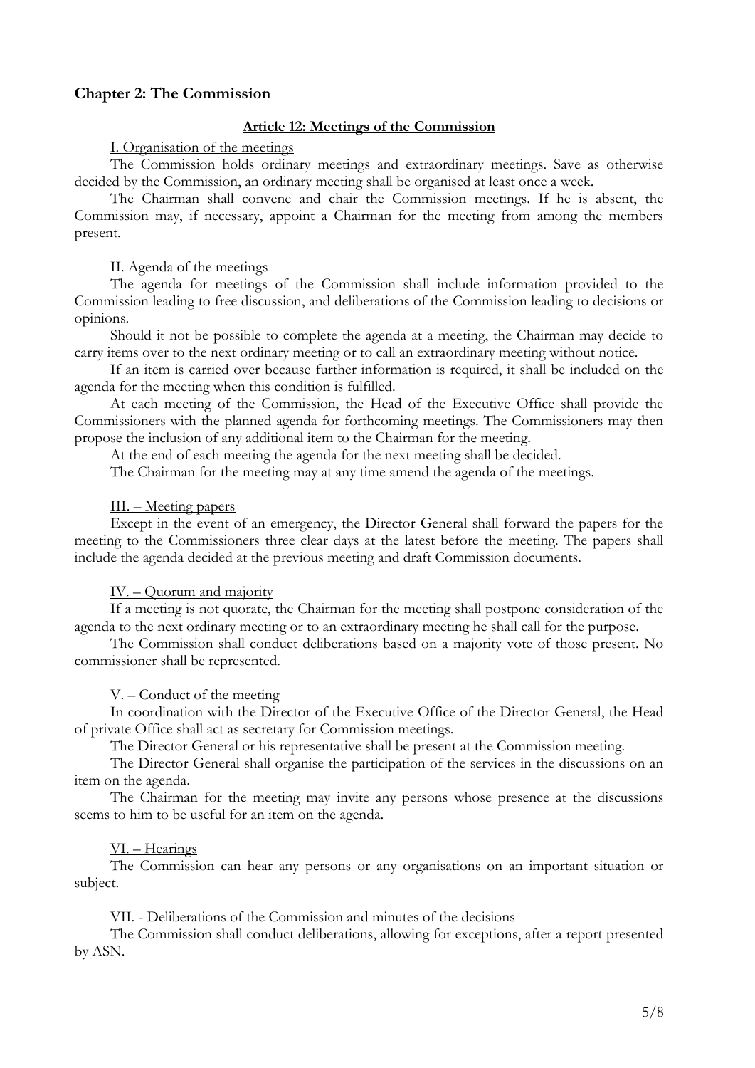## Chapter 2: The Commission

### Article 12: Meetings of the Commission

I. Organisation of the meetings

The Commission holds ordinary meetings and extraordinary meetings. Save as otherwise decided by the Commission, an ordinary meeting shall be organised at least once a week.

The Chairman shall convene and chair the Commission meetings. If he is absent, the Commission may, if necessary, appoint a Chairman for the meeting from among the members present.

II. Agenda of the meetings

The agenda for meetings of the Commission shall include information provided to the Commission leading to free discussion, and deliberations of the Commission leading to decisions or opinions.

Should it not be possible to complete the agenda at a meeting, the Chairman may decide to carry items over to the next ordinary meeting or to call an extraordinary meeting without notice.

If an item is carried over because further information is required, it shall be included on the agenda for the meeting when this condition is fulfilled.

At each meeting of the Commission, the Head of the Executive Office shall provide the Commissioners with the planned agenda for forthcoming meetings. The Commissioners may then propose the inclusion of any additional item to the Chairman for the meeting.

At the end of each meeting the agenda for the next meeting shall be decided.

The Chairman for the meeting may at any time amend the agenda of the meetings.

III. – Meeting papers

Except in the event of an emergency, the Director General shall forward the papers for the meeting to the Commissioners three clear days at the latest before the meeting. The papers shall include the agenda decided at the previous meeting and draft Commission documents.

IV. – Quorum and majority

If a meeting is not quorate, the Chairman for the meeting shall postpone consideration of the agenda to the next ordinary meeting or to an extraordinary meeting he shall call for the purpose.

The Commission shall conduct deliberations based on a majority vote of those present. No commissioner shall be represented.

V. – Conduct of the meeting

In coordination with the Director of the Executive Office of the Director General, the Head of private Office shall act as secretary for Commission meetings.

The Director General or his representative shall be present at the Commission meeting.

The Director General shall organise the participation of the services in the discussions on an item on the agenda.

The Chairman for the meeting may invite any persons whose presence at the discussions seems to him to be useful for an item on the agenda.

VI. – Hearings

The Commission can hear any persons or any organisations on an important situation or subject.

VII. - Deliberations of the Commission and minutes of the decisions

The Commission shall conduct deliberations, allowing for exceptions, after a report presented by ASN.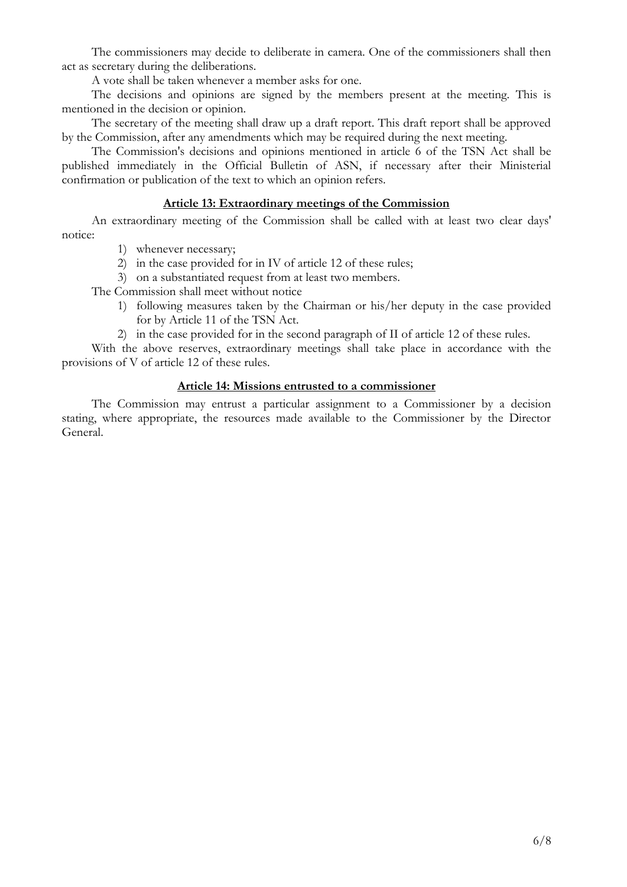The commissioners may decide to deliberate in camera. One of the commissioners shall then act as secretary during the deliberations.

A vote shall be taken whenever a member asks for one.

The decisions and opinions are signed by the members present at the meeting. This is mentioned in the decision or opinion.

The secretary of the meeting shall draw up a draft report. This draft report shall be approved by the Commission, after any amendments which may be required during the next meeting.

The Commission's decisions and opinions mentioned in article 6 of the TSN Act shall be published immediately in the Official Bulletin of ASN, if necessary after their Ministerial confirmation or publication of the text to which an opinion refers.

### Article 13: Extraordinary meetings of the Commission

An extraordinary meeting of the Commission shall be called with at least two clear days' notice:

1) whenever necessary;
2) in the case provided for in IV of article 12 of these rules;
3) on a substantiated request from at least two members.

The Commission shall meet without notice

1) following measures taken by the Chairman or his/her deputy in the case provided for by Article 11 of the TSN Act.
2) in the case provided for in the second paragraph of II of article 12 of these rules.

With the above reserves, extraordinary meetings shall take place in accordance with the provisions of V of article 12 of these rules.

### Article 14: Missions entrusted to a commissioner

The Commission may entrust a particular assignment to a Commissioner by a decision stating, where appropriate, the resources made available to the Commissioner by the Director General.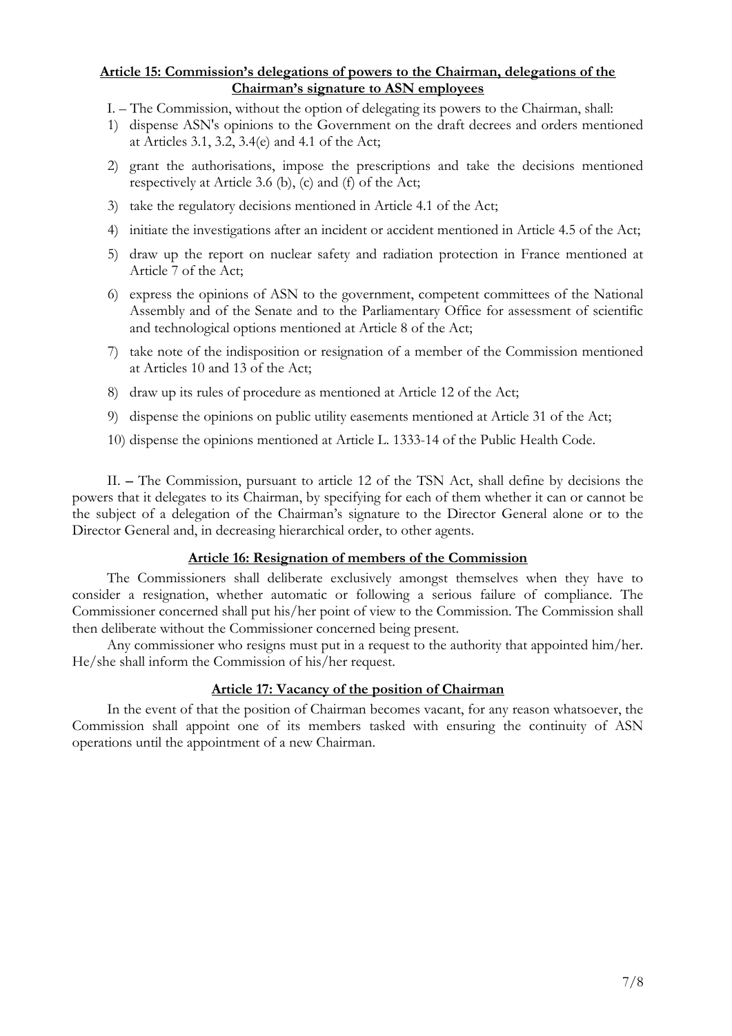## Article 15: Commission's delegations of powers to the Chairman, delegations of the Chairman's signature to ASN employees

I. – The Commission, without the option of delegating its powers to the Chairman, shall:

1) dispense ASN's opinions to the Government on the draft decrees and orders mentioned at Articles 3.1, 3.2, 3.4(e) and 4.1 of the Act;
2) grant the authorisations, impose the prescriptions and take the decisions mentioned respectively at Article 3.6 (b), (c) and (f) of the Act;
3) take the regulatory decisions mentioned in Article 4.1 of the Act;
4) initiate the investigations after an incident or accident mentioned in Article 4.5 of the Act;
5) draw up the report on nuclear safety and radiation protection in France mentioned at Article 7 of the Act;
6) express the opinions of ASN to the government, competent committees of the National Assembly and of the Senate and to the Parliamentary Office for assessment of scientific and technological options mentioned at Article 8 of the Act;
7) take note of the indisposition or resignation of a member of the Commission mentioned at Articles 10 and 13 of the Act;
8) draw up its rules of procedure as mentioned at Article 12 of the Act;
9) dispense the opinions on public utility easements mentioned at Article 31 of the Act;
10) dispense the opinions mentioned at Article L. 1333-14 of the Public Health Code.

II. – The Commission, pursuant to article 12 of the TSN Act, shall define by decisions the powers that it delegates to its Chairman, by specifying for each of them whether it can or cannot be the subject of a delegation of the Chairman's signature to the Director General alone or to the Director General and, in decreasing hierarchical order, to other agents.

## Article 16: Resignation of members of the Commission

The Commissioners shall deliberate exclusively amongst themselves when they have to consider a resignation, whether automatic or following a serious failure of compliance. The Commissioner concerned shall put his/her point of view to the Commission. The Commission shall then deliberate without the Commissioner concerned being present.

Any commissioner who resigns must put in a request to the authority that appointed him/her. He/she shall inform the Commission of his/her request.

## Article 17: Vacancy of the position of Chairman

In the event of that the position of Chairman becomes vacant, for any reason whatsoever, the Commission shall appoint one of its members tasked with ensuring the continuity of ASN operations until the appointment of a new Chairman.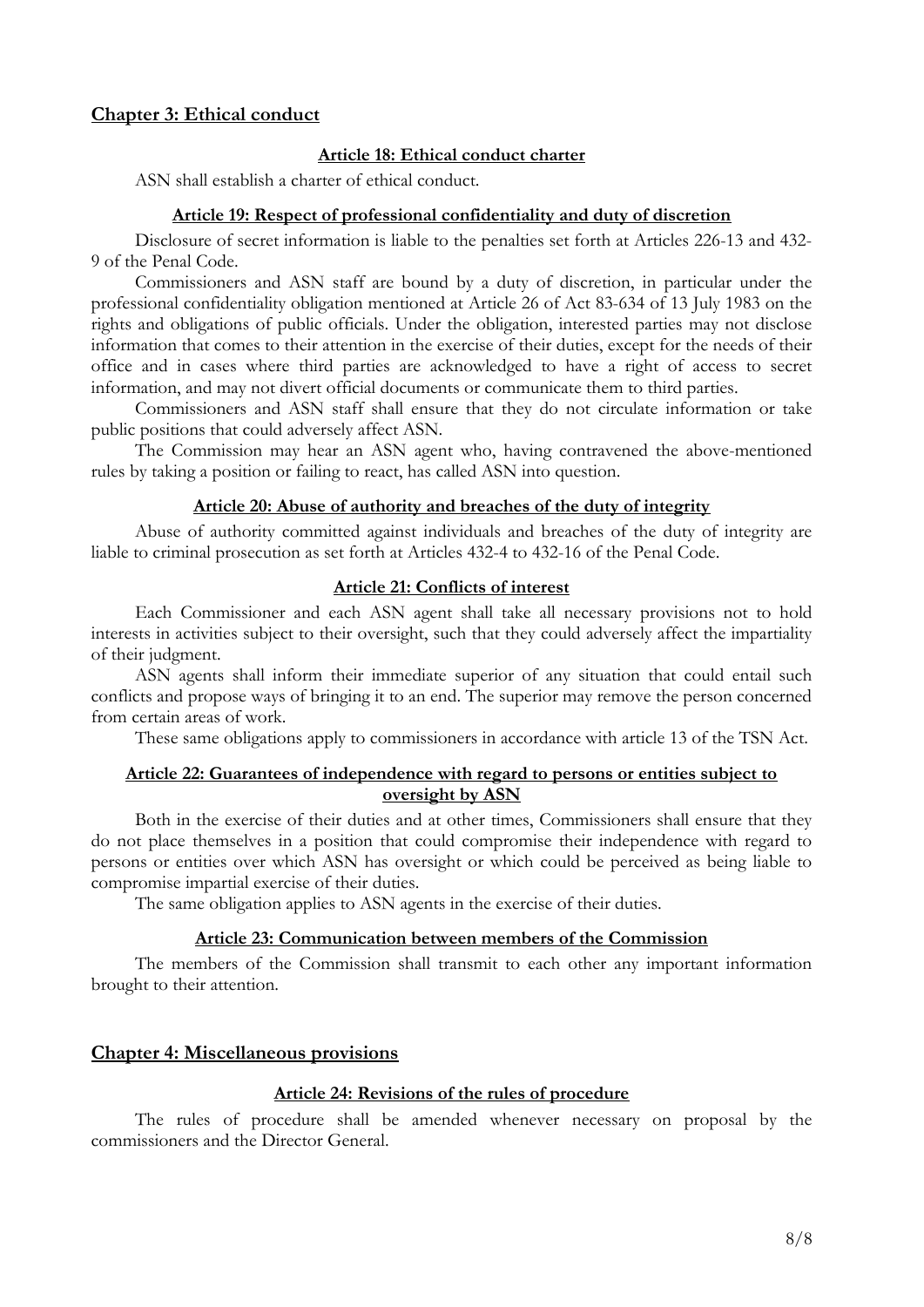## Chapter 3: Ethical conduct

### Article 18: Ethical conduct charter

ASN shall establish a charter of ethical conduct.

### Article 19: Respect of professional confidentiality and duty of discretion

Disclosure of secret information is liable to the penalties set forth at Articles 226-13 and 432-9 of the Penal Code.

Commissioners and ASN staff are bound by a duty of discretion, in particular under the professional confidentiality obligation mentioned at Article 26 of Act 83-634 of 13 July 1983 on the rights and obligations of public officials. Under the obligation, interested parties may not disclose information that comes to their attention in the exercise of their duties, except for the needs of their office and in cases where third parties are acknowledged to have a right of access to secret information, and may not divert official documents or communicate them to third parties.

Commissioners and ASN staff shall ensure that they do not circulate information or take public positions that could adversely affect ASN.

The Commission may hear an ASN agent who, having contravened the above-mentioned rules by taking a position or failing to react, has called ASN into question.

### Article 20: Abuse of authority and breaches of the duty of integrity

Abuse of authority committed against individuals and breaches of the duty of integrity are liable to criminal prosecution as set forth at Articles 432-4 to 432-16 of the Penal Code.

### Article 21: Conflicts of interest

Each Commissioner and each ASN agent shall take all necessary provisions not to hold interests in activities subject to their oversight, such that they could adversely affect the impartiality of their judgment.

ASN agents shall inform their immediate superior of any situation that could entail such conflicts and propose ways of bringing it to an end. The superior may remove the person concerned from certain areas of work.

These same obligations apply to commissioners in accordance with article 13 of the TSN Act.

### Article 22: Guarantees of independence with regard to persons or entities subject to oversight by ASN

Both in the exercise of their duties and at other times, Commissioners shall ensure that they do not place themselves in a position that could compromise their independence with regard to persons or entities over which ASN has oversight or which could be perceived as being liable to compromise impartial exercise of their duties.

The same obligation applies to ASN agents in the exercise of their duties.

### Article 23: Communication between members of the Commission

The members of the Commission shall transmit to each other any important information brought to their attention.

## Chapter 4: Miscellaneous provisions

### Article 24: Revisions of the rules of procedure

The rules of procedure shall be amended whenever necessary on proposal by the commissioners and the Director General.